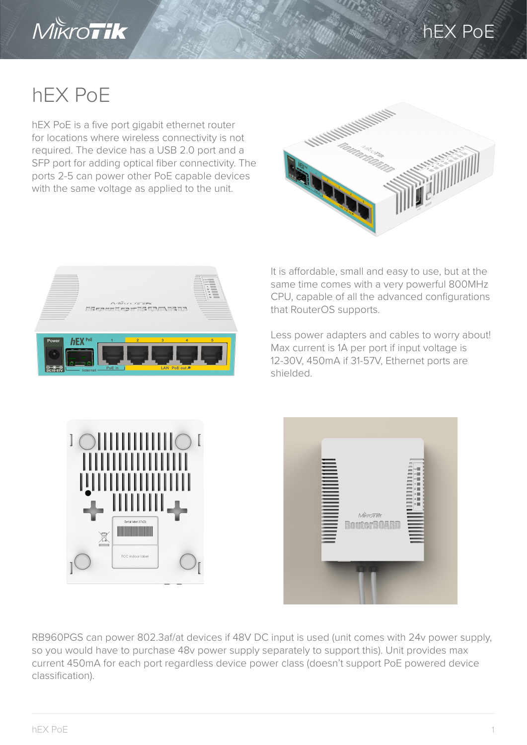# hEX PoE

hEX PoE is a five port gigabit ethernet router for locations where wireless connectivity is not required. The device has a USB 2.0 port and a SFP port for adding optical fiber connectivity. The ports 2-5 can power other PoE capable devices with the same voltage as applied to the unit.

It is affordable, small and easy to use, but at the same time comes with a very powerful 800MHz CPU, capable of all the advanced configurations that RouterOS supports.

Less power adapters and cables to worry about! Max current is 1A per port if input voltage is 12-30V, 450mA if 31-57V, Ethernet ports are shielded.

RB960PGS can power 802.3af/at devices if 48V DC input is used (unit comes with 24v power supply, so you would have to purchase 48v power supply separately to support this). Unit provides max current 450mA for each port regardless device power class (doesn't support PoE powered device classification).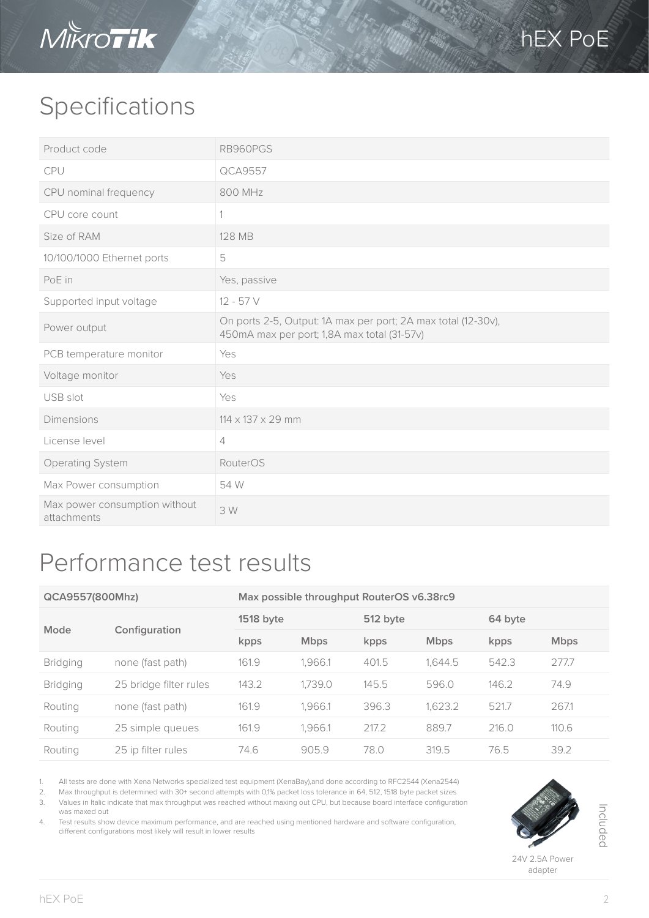# Specifications

| | |
|---|---|
| Product code | RB960PGS |
| CPU | QCA9557 |
| CPU nominal frequency | 800 MHz |
| CPU core count | 1 |
| Size of RAM | 128 MB |
| 10/100/1000 Ethernet ports | 5 |
| PoE in | Yes, passive |
| Supported input voltage | 12 - 57 V |
| Power output | On ports 2-5, Output: 1A max per port; 2A max total (12-30v), 450mA max per port; 1,8A max total (31-57v) |
| PCB temperature monitor | Yes |
| Voltage monitor | Yes |
| USB slot | Yes |
| Dimensions | 114 x 137 x 29 mm |
| License level | 4 |
| Operating System | RouterOS |
| Max Power consumption | 54 W |
| Max power consumption without attachments | 3 W |

# Performance test results

| **QCA9557(800Mhz)** | | **Max possible throughput RouterOS v6.38rc9** | | | | | |
|---|---|---|---|---|---|---|---|
| **Mode** | **Configuration** | **1518 byte** | | **512 byte** | | **64 byte** | |
| | | **kpps** | **Mbps** | **kpps** | **Mbps** | **kpps** | **Mbps** |
| Bridging | none (fast path) | 161.9 | 1,966.1 | 401.5 | 1,644.5 | 542.3 | 277.7 |
| Bridging | 25 bridge filter rules | 143.2 | 1,739.0 | 145.5 | 596.0 | 146.2 | 74.9 |
| Routing | none (fast path) | 161.9 | 1,966.1 | 396.3 | 1,623.2 | 521.7 | 267.1 |
| Routing | 25 simple queues | 161.9 | 1,966.1 | 217.2 | 889.7 | 216.0 | 110.6 |
| Routing | 25 ip filter rules | 74.6 | 905.9 | 78.0 | 319.5 | 76.5 | 39.2 |

1. All tests are done with Xena Networks specialized test equipment (XenaBay),and done according to RFC2544 (Xena2544)
2. Max throughput is determined with 30+ second attempts with 0,1% packet loss tolerance in 64, 512, 1518 byte packet sizes
3. Values in Italic indicate that max throughput was reached without maxing out CPU, but because board interface configuration was maxed out
4. Test results show device maximum performance, and are reached using mentioned hardware and software configuration, different configurations most likely will result in lower results

Included

24V 2.5A Power adapter